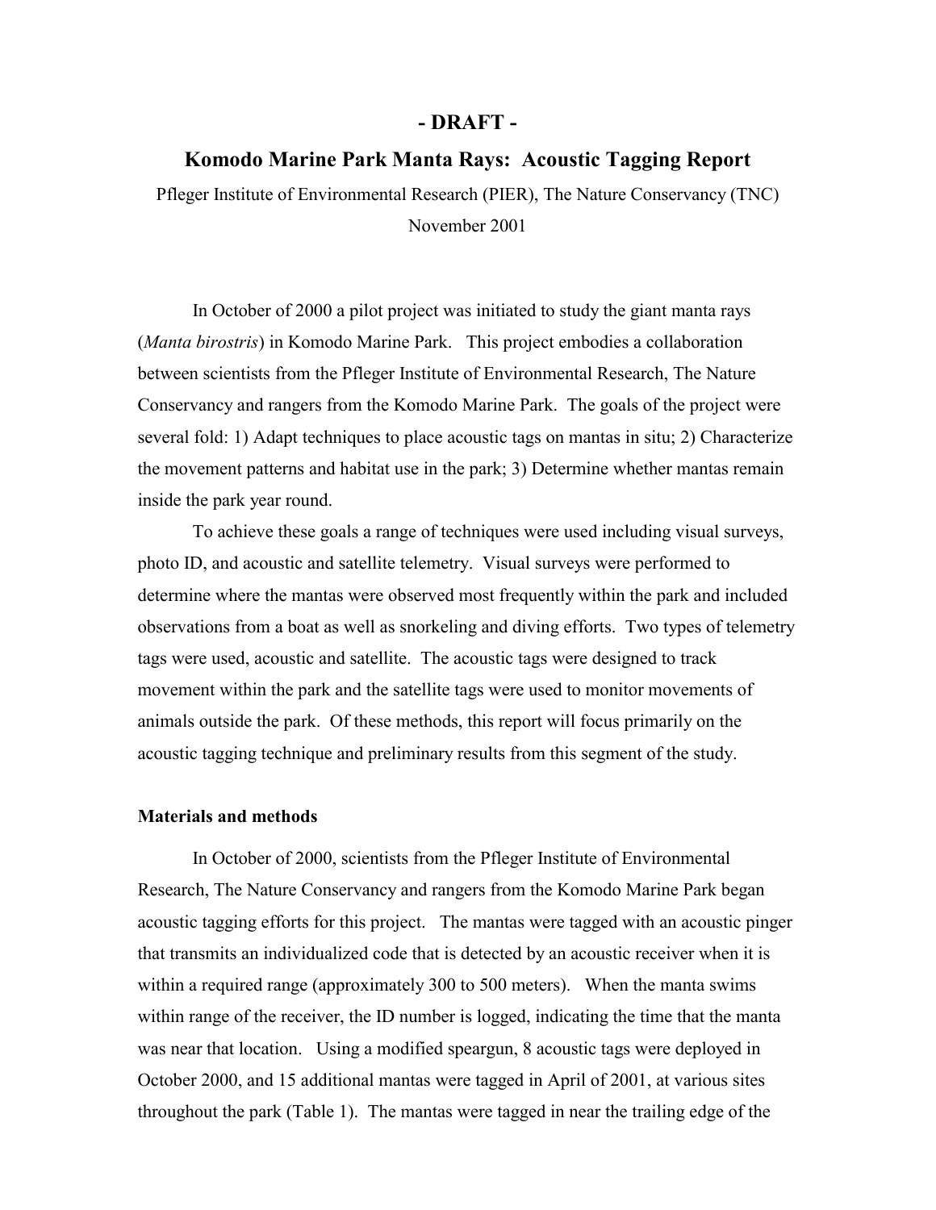**- DRAFT -**

# Komodo Marine Park Manta Rays: Acoustic Tagging Report

Pfleger Institute of Environmental Research (PIER), The Nature Conservancy (TNC)
November 2001

In October of 2000 a pilot project was initiated to study the giant manta rays (*Manta birostris*) in Komodo Marine Park. This project embodies a collaboration between scientists from the Pfleger Institute of Environmental Research, The Nature Conservancy and rangers from the Komodo Marine Park. The goals of the project were several fold: 1) Adapt techniques to place acoustic tags on mantas in situ; 2) Characterize the movement patterns and habitat use in the park; 3) Determine whether mantas remain inside the park year round.

To achieve these goals a range of techniques were used including visual surveys, photo ID, and acoustic and satellite telemetry. Visual surveys were performed to determine where the mantas were observed most frequently within the park and included observations from a boat as well as snorkeling and diving efforts. Two types of telemetry tags were used, acoustic and satellite. The acoustic tags were designed to track movement within the park and the satellite tags were used to monitor movements of animals outside the park. Of these methods, this report will focus primarily on the acoustic tagging technique and preliminary results from this segment of the study.

## Materials and methods

In October of 2000, scientists from the Pfleger Institute of Environmental Research, The Nature Conservancy and rangers from the Komodo Marine Park began acoustic tagging efforts for this project. The mantas were tagged with an acoustic pinger that transmits an individualized code that is detected by an acoustic receiver when it is within a required range (approximately 300 to 500 meters). When the manta swims within range of the receiver, the ID number is logged, indicating the time that the manta was near that location. Using a modified speargun, 8 acoustic tags were deployed in October 2000, and 15 additional mantas were tagged in April of 2001, at various sites throughout the park (Table 1). The mantas were tagged in near the trailing edge of the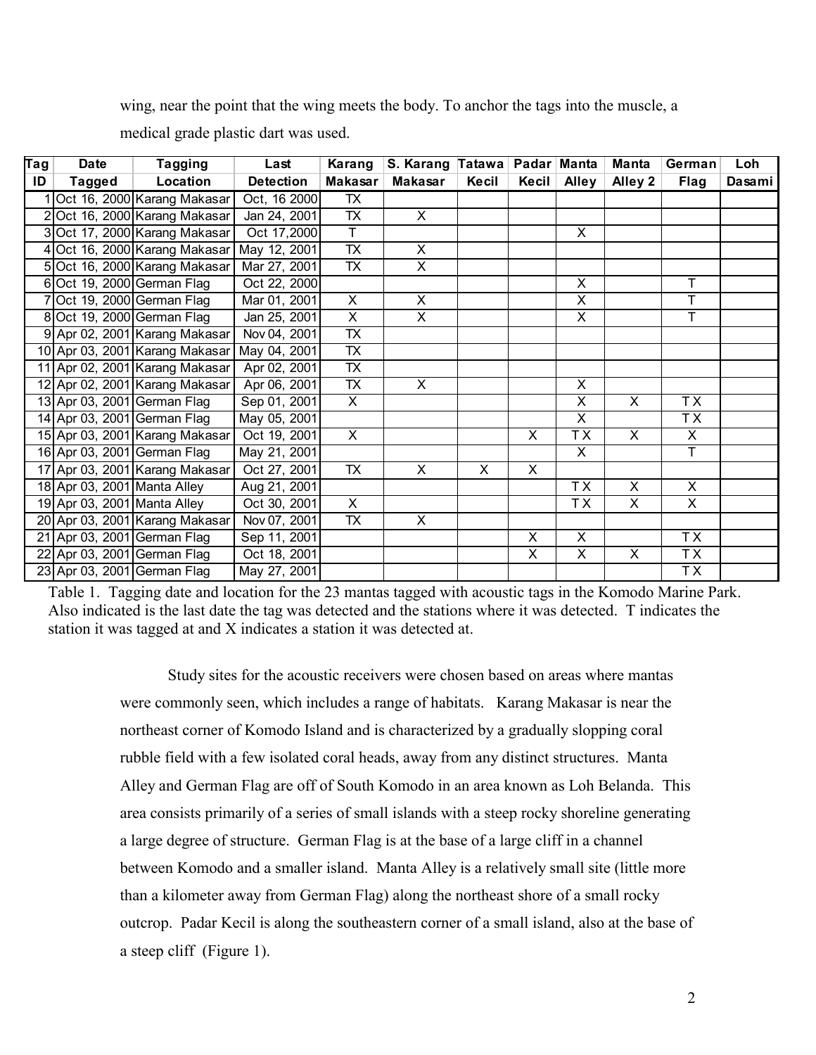wing, near the point that the wing meets the body. To anchor the tags into the muscle, a medical grade plastic dart was used.

| Tag ID | Date Tagged | Tagging Location | Last Detection | Karang Makasar | S. Karang Makasar | Tatawa Kecil | Padar Kecil | Manta Alley | Manta Alley 2 | German Flag | Loh Dasami |
|---|---|---|---|---|---|---|---|---|---|---|---|
| 1 | Oct 16, 2000 | Karang Makasar | Oct, 16 2000 | TX | | | | | | | |
| 2 | Oct 16, 2000 | Karang Makasar | Jan 24, 2001 | TX | X | | | | | | |
| 3 | Oct 17, 2000 | Karang Makasar | Oct 17,2000 | T | | | | X | | | |
| 4 | Oct 16, 2000 | Karang Makasar | May 12, 2001 | TX | X | | | | | | |
| 5 | Oct 16, 2000 | Karang Makasar | Mar 27, 2001 | TX | X | | | | | | |
| 6 | Oct 19, 2000 | German Flag | Oct 22, 2000 | | | | | X | | T | |
| 7 | Oct 19, 2000 | German Flag | Mar 01, 2001 | X | X | | | X | | T | |
| 8 | Oct 19, 2000 | German Flag | Jan 25, 2001 | X | X | | | X | | T | |
| 9 | Apr 02, 2001 | Karang Makasar | Nov 04, 2001 | TX | | | | | | | |
| 10 | Apr 03, 2001 | Karang Makasar | May 04, 2001 | TX | | | | | | | |
| 11 | Apr 02, 2001 | Karang Makasar | Apr 02, 2001 | TX | | | | | | | |
| 12 | Apr 02, 2001 | Karang Makasar | Apr 06, 2001 | TX | X | | | X | | | |
| 13 | Apr 03, 2001 | German Flag | Sep 01, 2001 | X | | | | X | X | T X | |
| 14 | Apr 03, 2001 | German Flag | May 05, 2001 | | | | | X | | T X | |
| 15 | Apr 03, 2001 | Karang Makasar | Oct 19, 2001 | X | | | X | T X | X | X | |
| 16 | Apr 03, 2001 | German Flag | May 21, 2001 | | | | | X | | T | |
| 17 | Apr 03, 2001 | Karang Makasar | Oct 27, 2001 | TX | X | X | X | | | | |
| 18 | Apr 03, 2001 | Manta Alley | Aug 21, 2001 | | | | | T X | X | X | |
| 19 | Apr 03, 2001 | Manta Alley | Oct 30, 2001 | X | | | | T X | X | X | |
| 20 | Apr 03, 2001 | Karang Makasar | Nov 07, 2001 | TX | X | | | | | | |
| 21 | Apr 03, 2001 | German Flag | Sep 11, 2001 | | | | X | X | | T X | |
| 22 | Apr 03, 2001 | German Flag | Oct 18, 2001 | | | | X | X | X | T X | |
| 23 | Apr 03, 2001 | German Flag | May 27, 2001 | | | | | | | T X | |

Table 1. Tagging date and location for the 23 mantas tagged with acoustic tags in the Komodo Marine Park. Also indicated is the last date the tag was detected and the stations where it was detected. T indicates the station it was tagged at and X indicates a station it was detected at.

Study sites for the acoustic receivers were chosen based on areas where mantas were commonly seen, which includes a range of habitats. Karang Makasar is near the northeast corner of Komodo Island and is characterized by a gradually slopping coral rubble field with a few isolated coral heads, away from any distinct structures. Manta Alley and German Flag are off of South Komodo in an area known as Loh Belanda. This area consists primarily of a series of small islands with a steep rocky shoreline generating a large degree of structure. German Flag is at the base of a large cliff in a channel between Komodo and a smaller island. Manta Alley is a relatively small site (little more than a kilometer away from German Flag) along the northeast shore of a small rocky outcrop. Padar Kecil is along the southeastern corner of a small island, also at the base of a steep cliff (Figure 1).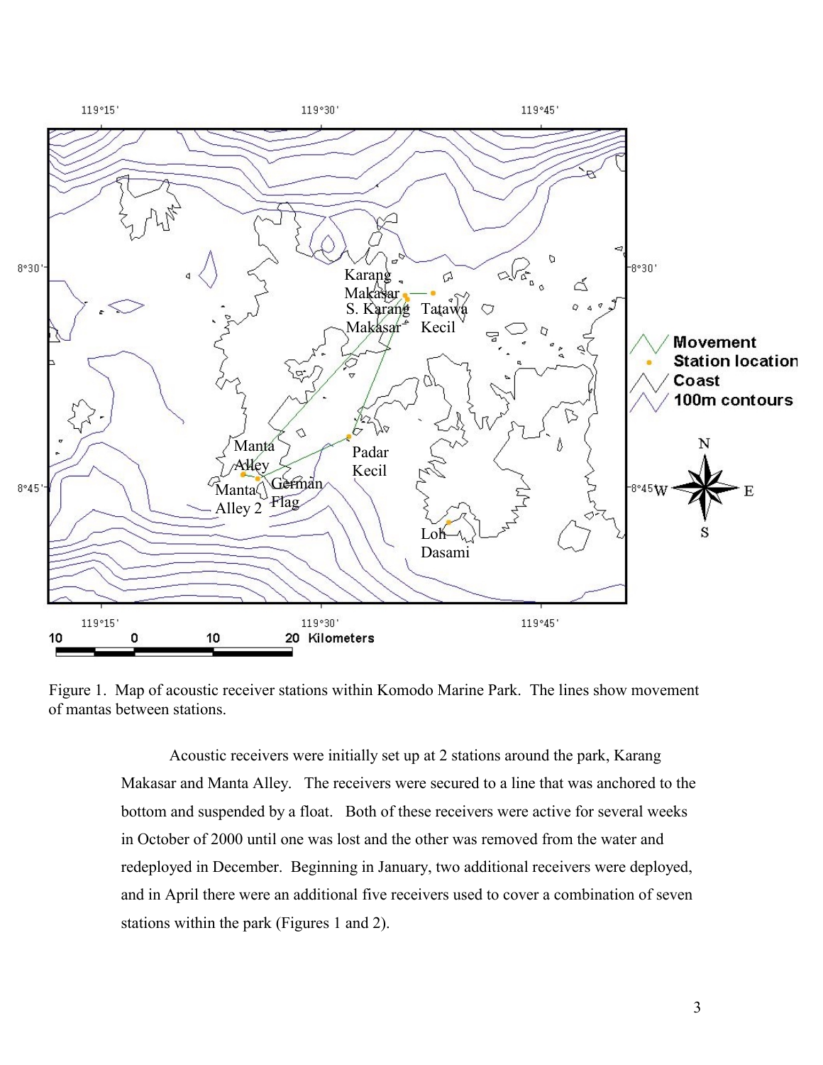Figure 1. Map of acoustic receiver stations within Komodo Marine Park. The lines show movement of mantas between stations.

Acoustic receivers were initially set up at 2 stations around the park, Karang Makasar and Manta Alley. The receivers were secured to a line that was anchored to the bottom and suspended by a float. Both of these receivers were active for several weeks in October of 2000 until one was lost and the other was removed from the water and redeployed in December. Beginning in January, two additional receivers were deployed, and in April there were an additional five receivers used to cover a combination of seven stations within the park (Figures 1 and 2).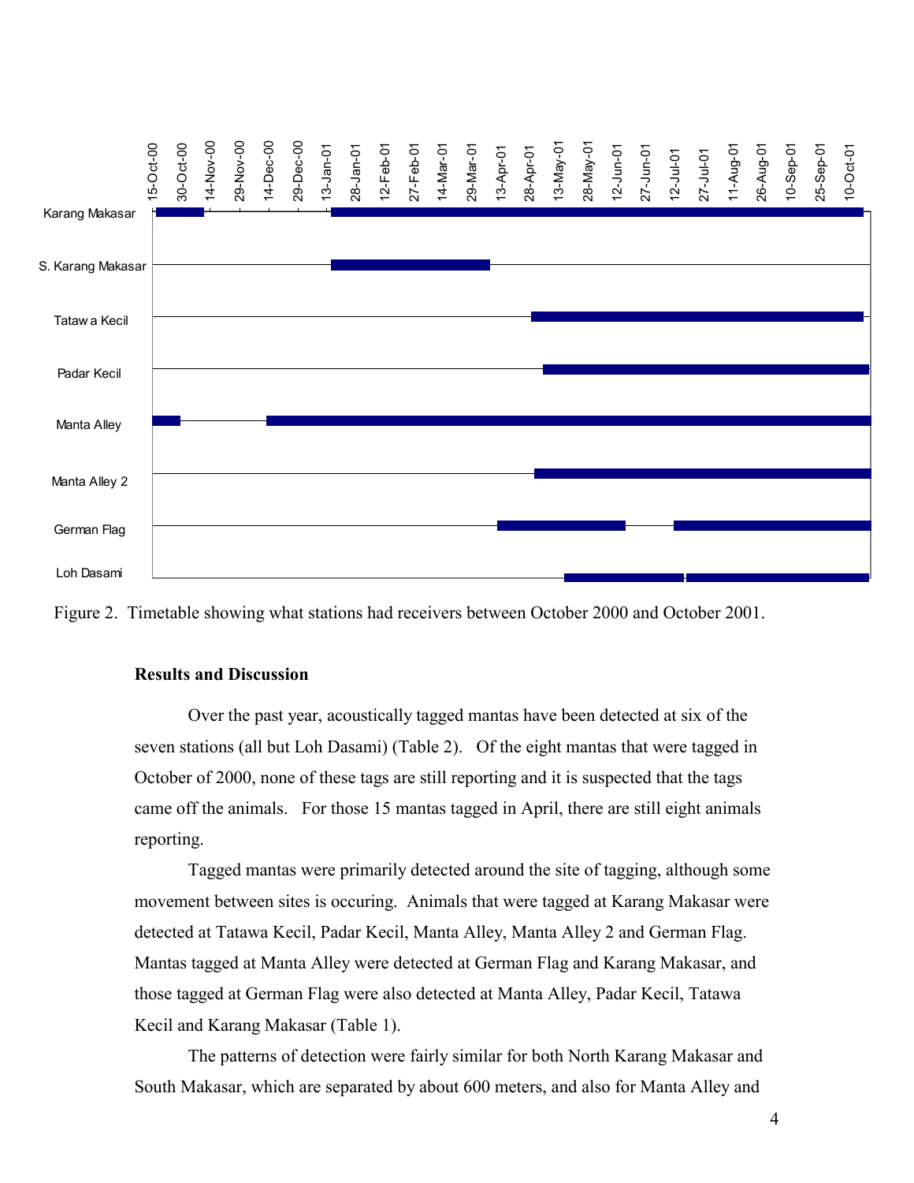Figure 2. Timetable showing what stations had receivers between October 2000 and October 2001.

**Results and Discussion**

Over the past year, acoustically tagged mantas have been detected at six of the seven stations (all but Loh Dasami) (Table 2). Of the eight mantas that were tagged in October of 2000, none of these tags are still reporting and it is suspected that the tags came off the animals. For those 15 mantas tagged in April, there are still eight animals reporting.

Tagged mantas were primarily detected around the site of tagging, although some movement between sites is occuring. Animals that were tagged at Karang Makasar were detected at Tatawa Kecil, Padar Kecil, Manta Alley, Manta Alley 2 and German Flag. Mantas tagged at Manta Alley were detected at German Flag and Karang Makasar, and those tagged at German Flag were also detected at Manta Alley, Padar Kecil, Tatawa Kecil and Karang Makasar (Table 1).

The patterns of detection were fairly similar for both North Karang Makasar and South Makasar, which are separated by about 600 meters, and also for Manta Alley and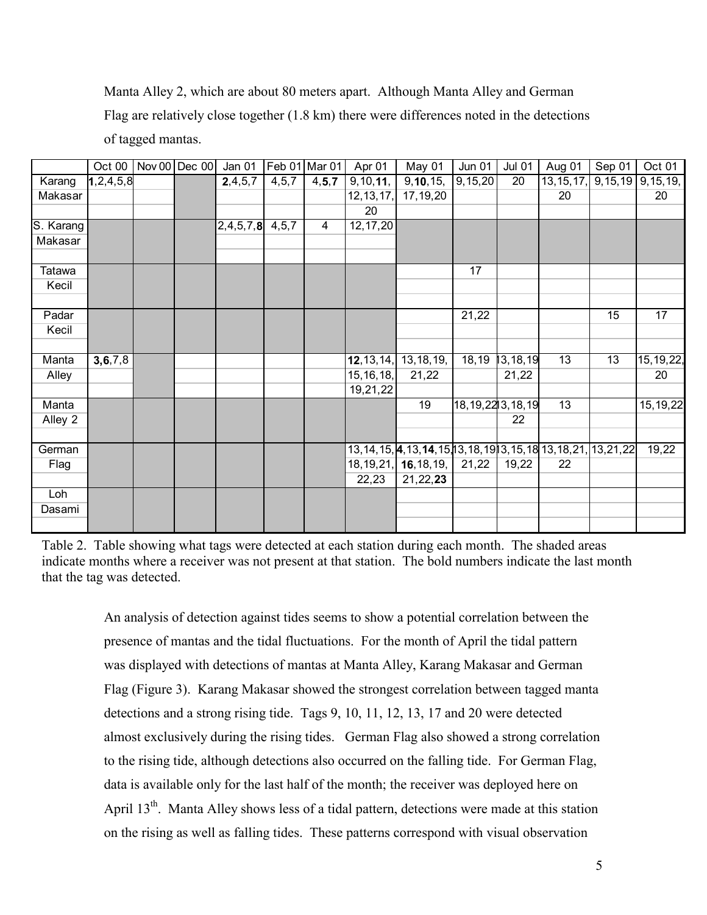Manta Alley 2, which are about 80 meters apart. Although Manta Alley and German Flag are relatively close together (1.8 km) there were differences noted in the detections of tagged mantas.

| | Oct 00 | Nov 00 | Dec 00 | Jan 01 | Feb 01 | Mar 01 | Apr 01 | May 01 | Jun 01 | Jul 01 | Aug 01 | Sep 01 | Oct 01 |
|---|---|---|---|---|---|---|---|---|---|---|---|---|---|
| Karang Makasar | **1**,2,4,5,8 | | | **2**,4,5,7 | 4,5,7 | 4,**5**,**7** | 9,10,**11**, 12,13,17, 20 | 9,**10**,15, 17,19,20 | 9,15,20 | 20 | 13,15,17, 20 | 9,15,19 | 9,15,19, 20 |
| S. Karang Makasar | | | | 2,4,5,7,**8** | 4,5,7 | 4 | 12,17,20 | | | | | | |
| Tatawa Kecil | | | | | | | | | 17 | | | | |
| Padar Kecil | | | | | | | | | 21,22 | | | 15 | 17 |
| Manta Alley | **3**,**6**,7,8 | | | | | | **12**,13,14, 15,16,18, 19,21,22 | 13,18,19, 21,22 | 18,19 | 13,18,19 21,22 | 13 | 13 | 15,19,22, 20 |
| Manta Alley 2 | | | | | | | | 19 | 18,19,22 | 13,18,19 22 | 13 | | 15,19,22 |
| German Flag | | | | | | | 13,14,15, 18,19,21, 22,23 | **4**,13,**14**,15, **16**,18,19, 21,22,**23** | 13,18,19 21,22 | 13,15,18 19,22 | 13,18,21, 22 | 13,21,22 | 19,22 |
| Loh Dasami | | | | | | | | | | | | | |

Table 2. Table showing what tags were detected at each station during each month. The shaded areas indicate months where a receiver was not present at that station. The bold numbers indicate the last month that the tag was detected.

An analysis of detection against tides seems to show a potential correlation between the presence of mantas and the tidal fluctuations. For the month of April the tidal pattern was displayed with detections of mantas at Manta Alley, Karang Makasar and German Flag (Figure 3). Karang Makasar showed the strongest correlation between tagged manta detections and a strong rising tide. Tags 9, 10, 11, 12, 13, 17 and 20 were detected almost exclusively during the rising tides. German Flag also showed a strong correlation to the rising tide, although detections also occurred on the falling tide. For German Flag, data is available only for the last half of the month; the receiver was deployed here on April 13th. Manta Alley shows less of a tidal pattern, detections were made at this station on the rising as well as falling tides. These patterns correspond with visual observation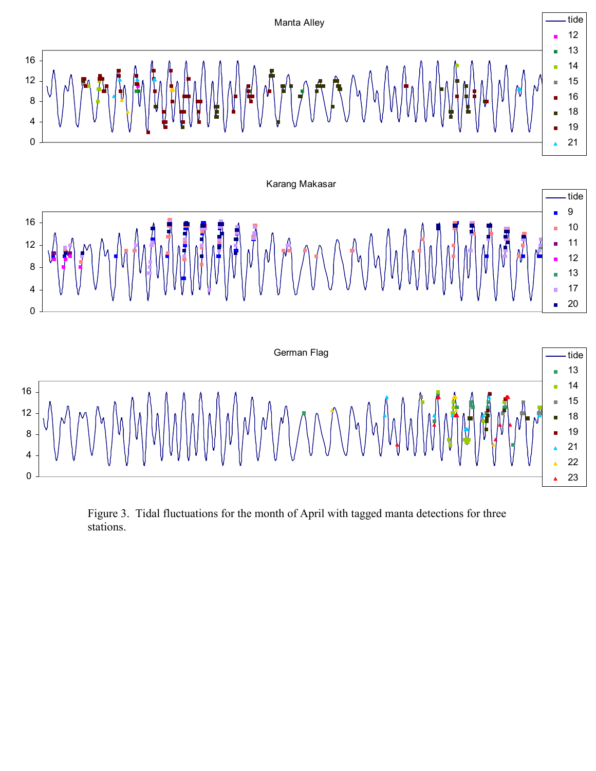Figure 3. Tidal fluctuations for the month of April with tagged manta detections for three stations.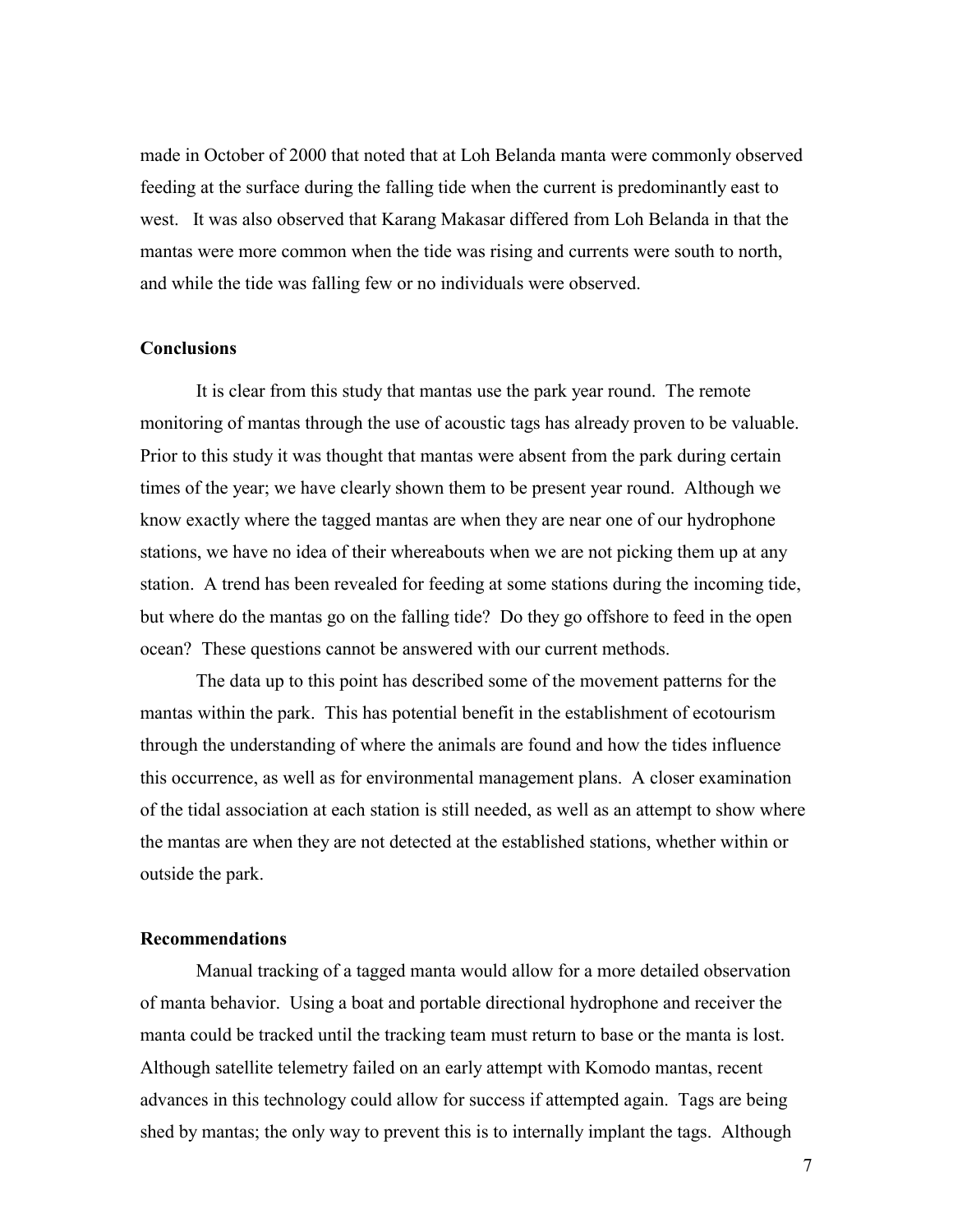made in October of 2000 that noted that at Loh Belanda manta were commonly observed feeding at the surface during the falling tide when the current is predominantly east to west. It was also observed that Karang Makasar differed from Loh Belanda in that the mantas were more common when the tide was rising and currents were south to north, and while the tide was falling few or no individuals were observed.

## Conclusions

It is clear from this study that mantas use the park year round. The remote monitoring of mantas through the use of acoustic tags has already proven to be valuable. Prior to this study it was thought that mantas were absent from the park during certain times of the year; we have clearly shown them to be present year round. Although we know exactly where the tagged mantas are when they are near one of our hydrophone stations, we have no idea of their whereabouts when we are not picking them up at any station. A trend has been revealed for feeding at some stations during the incoming tide, but where do the mantas go on the falling tide? Do they go offshore to feed in the open ocean? These questions cannot be answered with our current methods.

The data up to this point has described some of the movement patterns for the mantas within the park. This has potential benefit in the establishment of ecotourism through the understanding of where the animals are found and how the tides influence this occurrence, as well as for environmental management plans. A closer examination of the tidal association at each station is still needed, as well as an attempt to show where the mantas are when they are not detected at the established stations, whether within or outside the park.

## Recommendations

Manual tracking of a tagged manta would allow for a more detailed observation of manta behavior. Using a boat and portable directional hydrophone and receiver the manta could be tracked until the tracking team must return to base or the manta is lost. Although satellite telemetry failed on an early attempt with Komodo mantas, recent advances in this technology could allow for success if attempted again. Tags are being shed by mantas; the only way to prevent this is to internally implant the tags. Although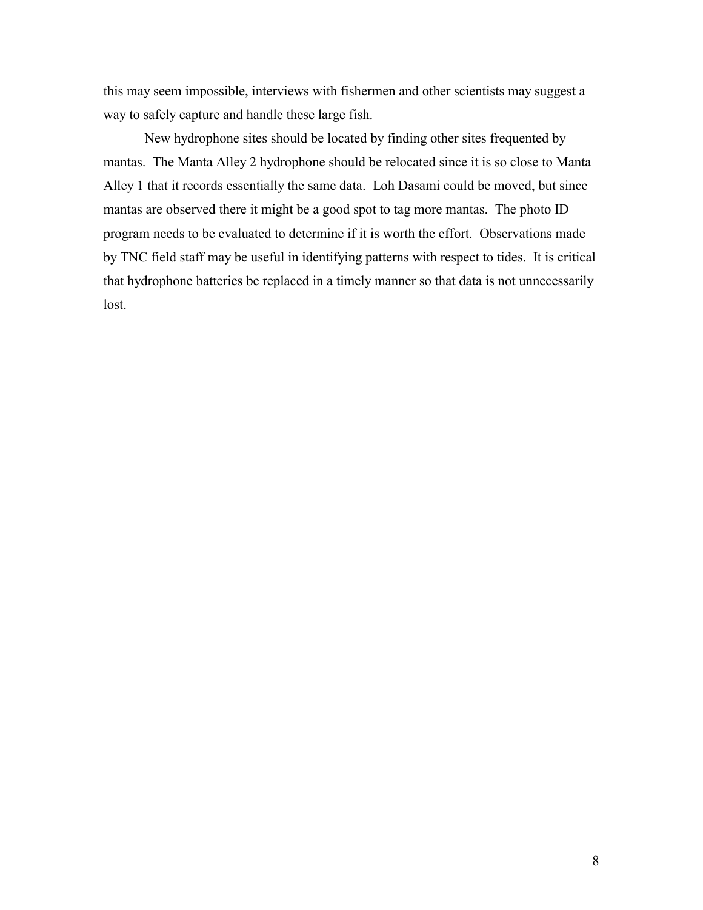this may seem impossible, interviews with fishermen and other scientists may suggest a way to safely capture and handle these large fish.

New hydrophone sites should be located by finding other sites frequented by mantas. The Manta Alley 2 hydrophone should be relocated since it is so close to Manta Alley 1 that it records essentially the same data. Loh Dasami could be moved, but since mantas are observed there it might be a good spot to tag more mantas. The photo ID program needs to be evaluated to determine if it is worth the effort. Observations made by TNC field staff may be useful in identifying patterns with respect to tides. It is critical that hydrophone batteries be replaced in a timely manner so that data is not unnecessarily lost.